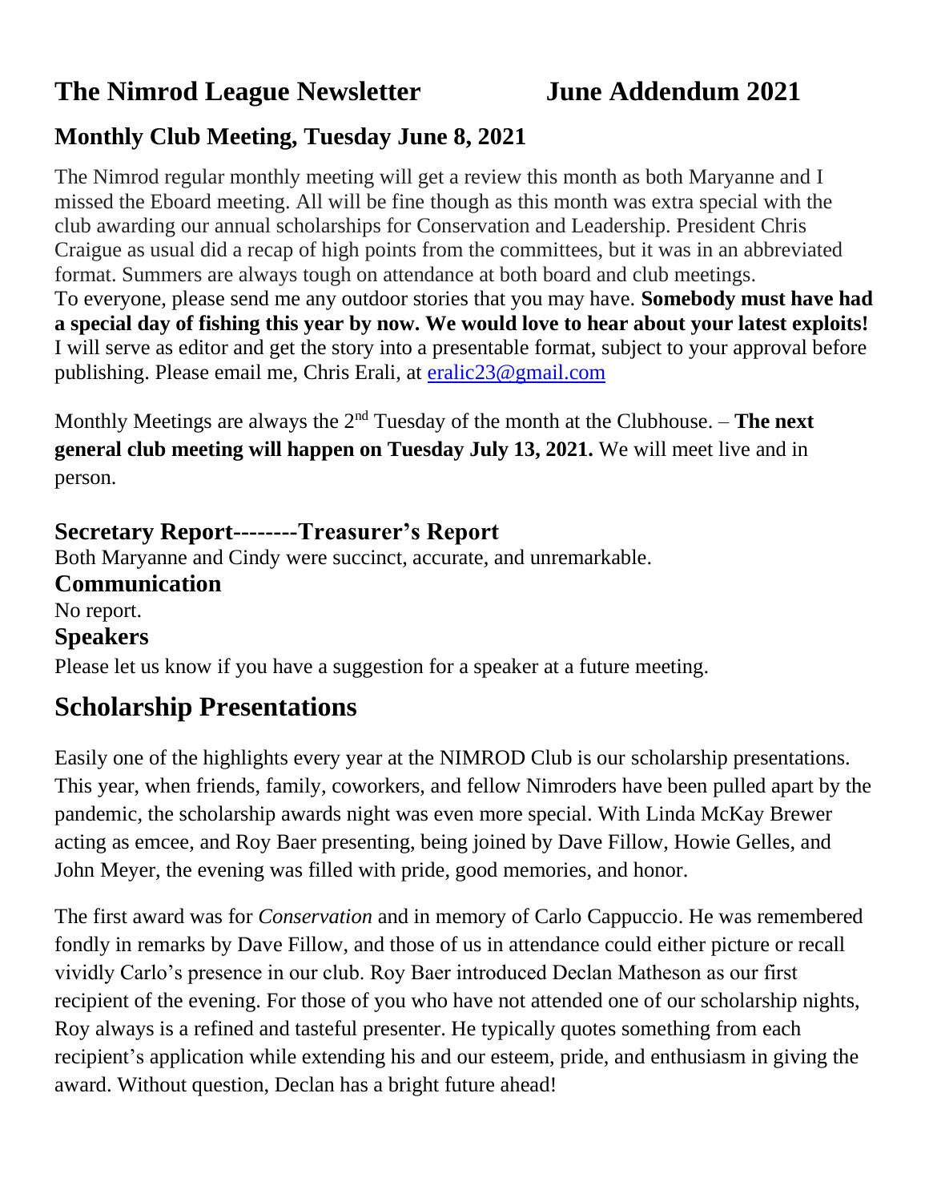# The Nimrod League Newsletter June Addendum 2021

## Monthly Club Meeting, Tuesday June 8, 2021

The Nimrod regular monthly meeting will get a review this month as both Maryanne and I missed the Eboard meeting. All will be fine though as this month was extra special with the club awarding our annual scholarships for Conservation and Leadership. President Chris Craigue as usual did a recap of high points from the committees, but it was in an abbreviated format. Summers are always tough on attendance at both board and club meetings.
To everyone, please send me any outdoor stories that you may have. **Somebody must have had a special day of fishing this year by now. We would love to hear about your latest exploits!** I will serve as editor and get the story into a presentable format, subject to your approval before publishing. Please email me, Chris Erali, at eralic23@gmail.com

Monthly Meetings are always the 2nd Tuesday of the month at the Clubhouse. – **The next general club meeting will happen on Tuesday July 13, 2021.** We will meet live and in person.

### Secretary Report--------Treasurer's Report

Both Maryanne and Cindy were succinct, accurate, and unremarkable.

### Communication

No report.

### Speakers

Please let us know if you have a suggestion for a speaker at a future meeting.

## Scholarship Presentations

Easily one of the highlights every year at the NIMROD Club is our scholarship presentations. This year, when friends, family, coworkers, and fellow Nimroders have been pulled apart by the pandemic, the scholarship awards night was even more special. With Linda McKay Brewer acting as emcee, and Roy Baer presenting, being joined by Dave Fillow, Howie Gelles, and John Meyer, the evening was filled with pride, good memories, and honor.

The first award was for *Conservation* and in memory of Carlo Cappuccio. He was remembered fondly in remarks by Dave Fillow, and those of us in attendance could either picture or recall vividly Carlo's presence in our club. Roy Baer introduced Declan Matheson as our first recipient of the evening. For those of you who have not attended one of our scholarship nights, Roy always is a refined and tasteful presenter. He typically quotes something from each recipient's application while extending his and our esteem, pride, and enthusiasm in giving the award. Without question, Declan has a bright future ahead!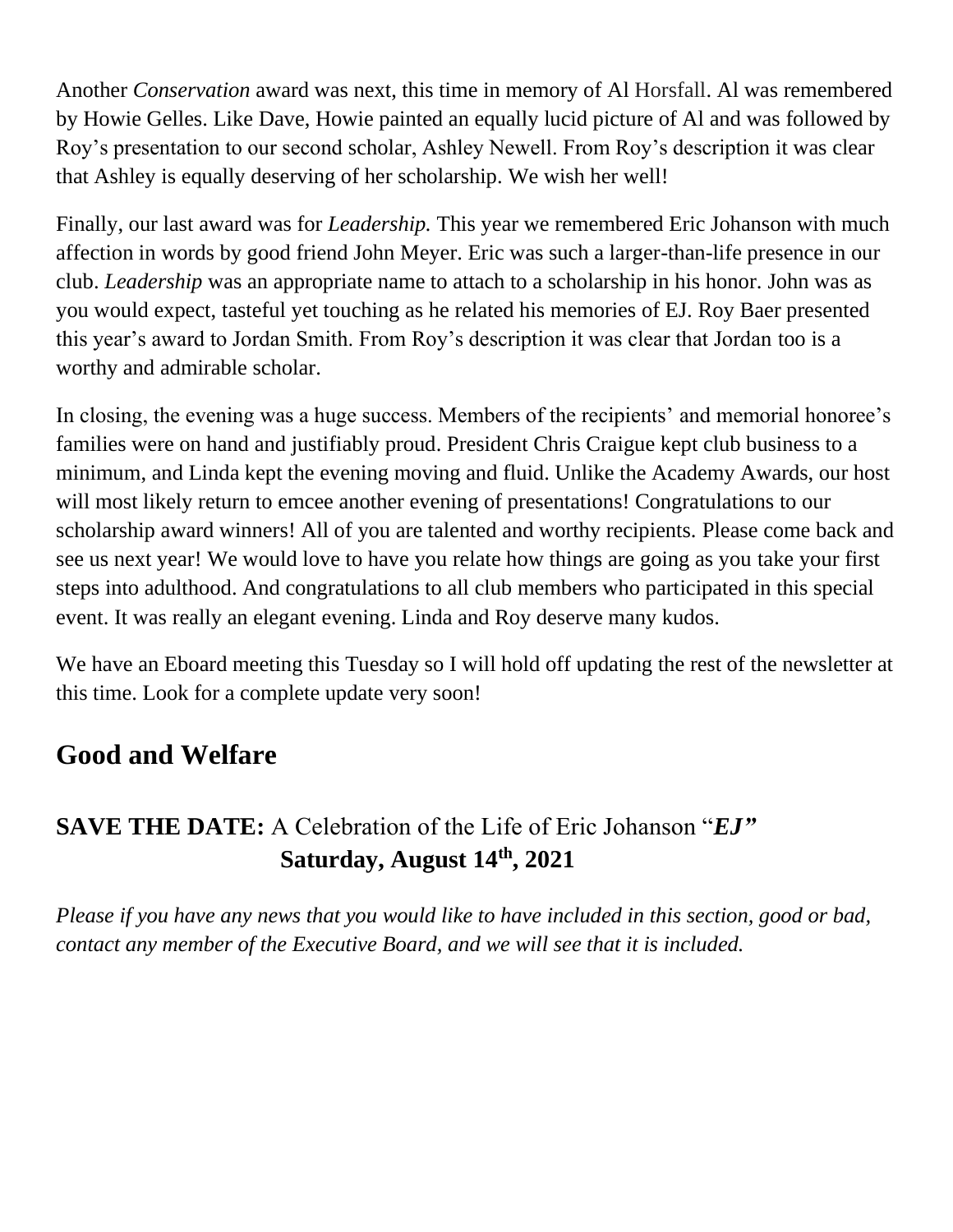Another *Conservation* award was next, this time in memory of Al Horsfall. Al was remembered by Howie Gelles. Like Dave, Howie painted an equally lucid picture of Al and was followed by Roy's presentation to our second scholar, Ashley Newell. From Roy's description it was clear that Ashley is equally deserving of her scholarship. We wish her well!

Finally, our last award was for *Leadership.* This year we remembered Eric Johanson with much affection in words by good friend John Meyer. Eric was such a larger-than-life presence in our club. *Leadership* was an appropriate name to attach to a scholarship in his honor. John was as you would expect, tasteful yet touching as he related his memories of EJ. Roy Baer presented this year's award to Jordan Smith. From Roy's description it was clear that Jordan too is a worthy and admirable scholar.

In closing, the evening was a huge success. Members of the recipients' and memorial honoree's families were on hand and justifiably proud. President Chris Craigue kept club business to a minimum, and Linda kept the evening moving and fluid. Unlike the Academy Awards, our host will most likely return to emcee another evening of presentations! Congratulations to our scholarship award winners! All of you are talented and worthy recipients. Please come back and see us next year! We would love to have you relate how things are going as you take your first steps into adulthood. And congratulations to all club members who participated in this special event. It was really an elegant evening. Linda and Roy deserve many kudos.

We have an Eboard meeting this Tuesday so I will hold off updating the rest of the newsletter at this time. Look for a complete update very soon!

## Good and Welfare

### **SAVE THE DATE:** A Celebration of the Life of Eric Johanson "***EJ"***
### **Saturday, August 14th, 2021**

*Please if you have any news that you would like to have included in this section, good or bad, contact any member of the Executive Board, and we will see that it is included.*